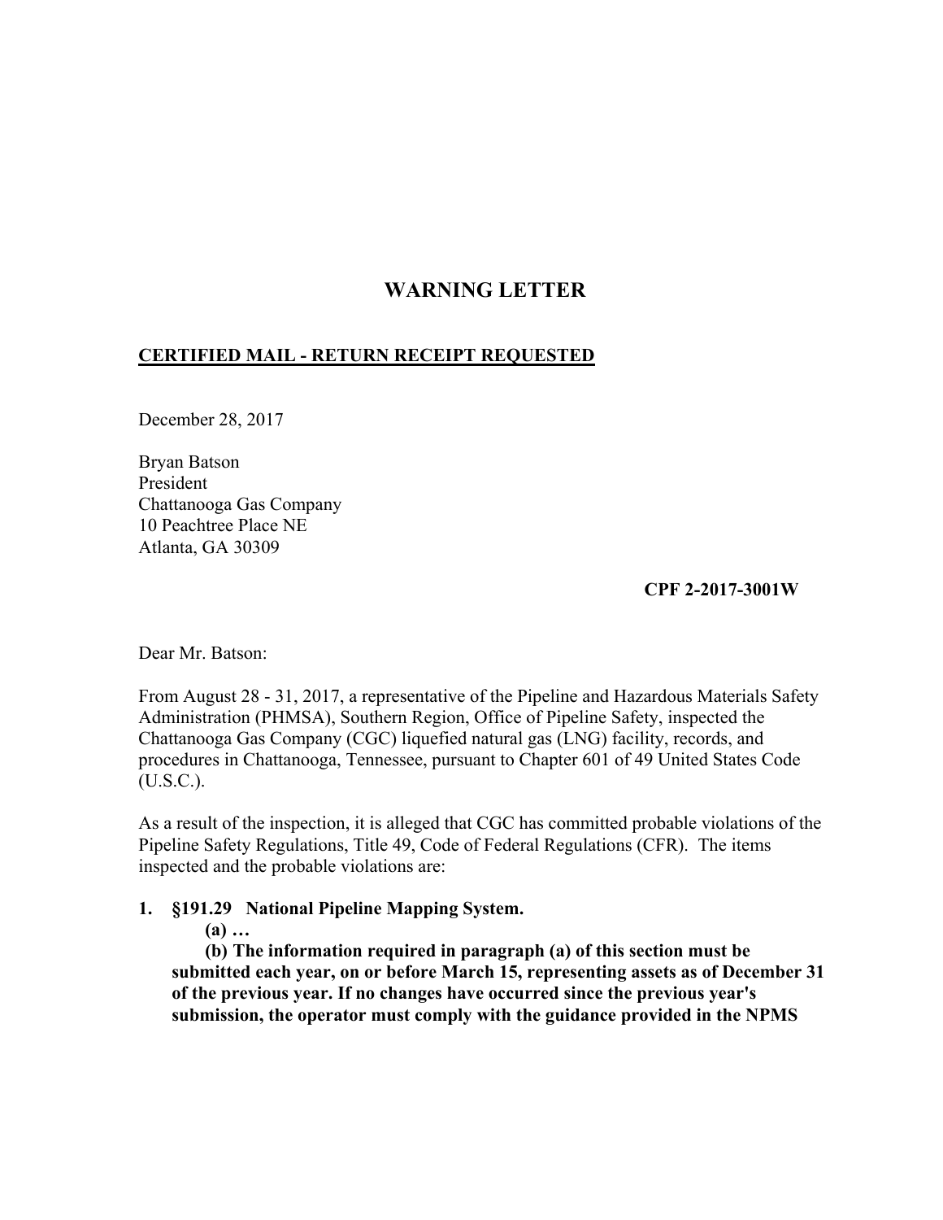# WARNING LETTER

**CERTIFIED MAIL - RETURN RECEIPT REQUESTED**

December 28, 2017

Bryan Batson
President
Chattanooga Gas Company
10 Peachtree Place NE
Atlanta, GA 30309

**CPF 2-2017-3001W**

Dear Mr. Batson:

From August 28 - 31, 2017, a representative of the Pipeline and Hazardous Materials Safety Administration (PHMSA), Southern Region, Office of Pipeline Safety, inspected the Chattanooga Gas Company (CGC) liquefied natural gas (LNG) facility, records, and procedures in Chattanooga, Tennessee, pursuant to Chapter 601 of 49 United States Code (U.S.C.).

As a result of the inspection, it is alleged that CGC has committed probable violations of the Pipeline Safety Regulations, Title 49, Code of Federal Regulations (CFR). The items inspected and the probable violations are:

1. **§191.29 National Pipeline Mapping System.**

   **(a) …**

   **(b) The information required in paragraph (a) of this section must be submitted each year, on or before March 15, representing assets as of December 31 of the previous year. If no changes have occurred since the previous year's submission, the operator must comply with the guidance provided in the NPMS**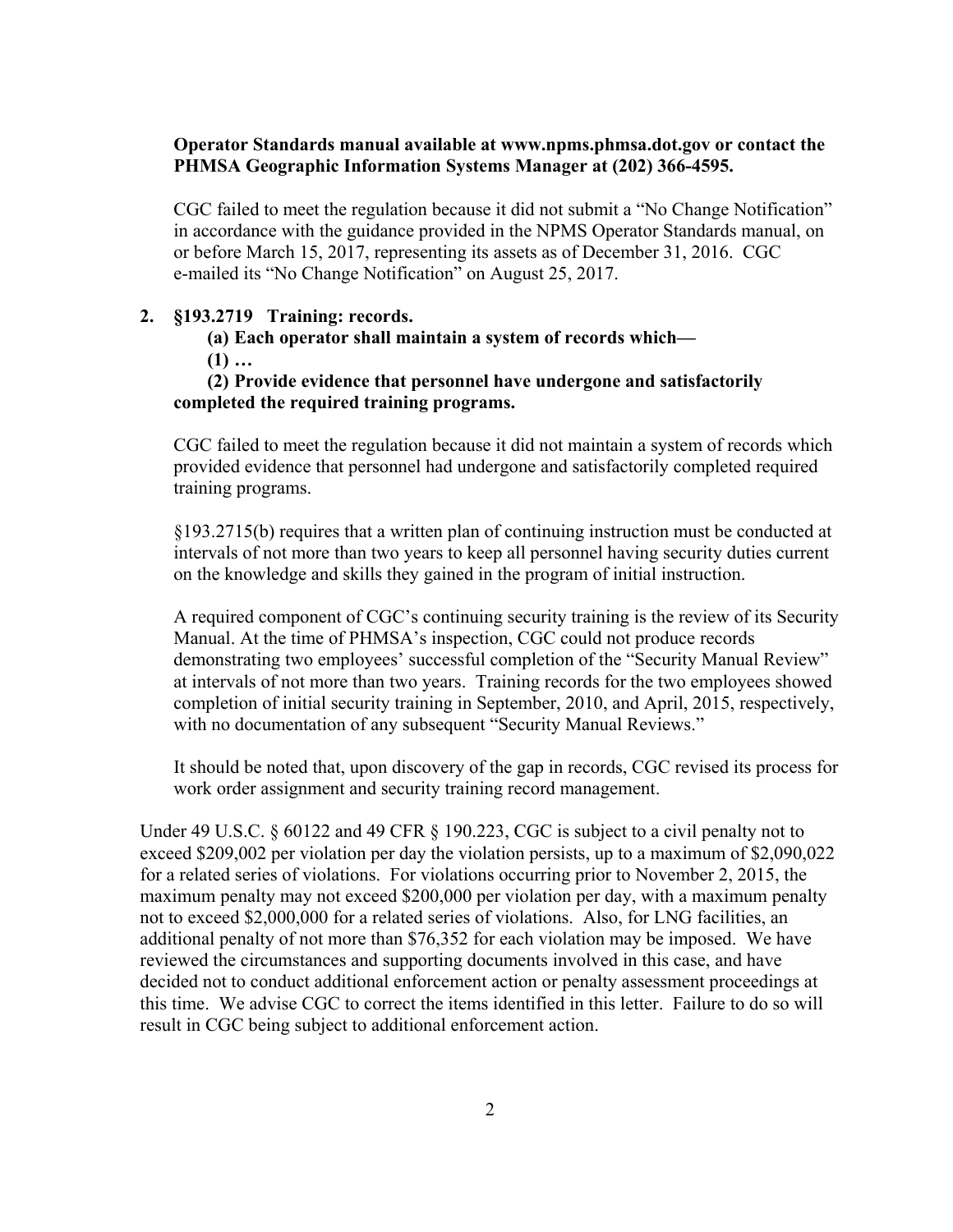**Operator Standards manual available at www.npms.phmsa.dot.gov or contact the PHMSA Geographic Information Systems Manager at (202) 366-4595.**

CGC failed to meet the regulation because it did not submit a "No Change Notification" in accordance with the guidance provided in the NPMS Operator Standards manual, on or before March 15, 2017, representing its assets as of December 31, 2016. CGC e-mailed its "No Change Notification" on August 25, 2017.

**2. §193.2719 Training: records.**

**(a) Each operator shall maintain a system of records which—**

**(1) …**

**(2) Provide evidence that personnel have undergone and satisfactorily completed the required training programs.**

CGC failed to meet the regulation because it did not maintain a system of records which provided evidence that personnel had undergone and satisfactorily completed required training programs.

§193.2715(b) requires that a written plan of continuing instruction must be conducted at intervals of not more than two years to keep all personnel having security duties current on the knowledge and skills they gained in the program of initial instruction.

A required component of CGC's continuing security training is the review of its Security Manual. At the time of PHMSA's inspection, CGC could not produce records demonstrating two employees' successful completion of the "Security Manual Review" at intervals of not more than two years. Training records for the two employees showed completion of initial security training in September, 2010, and April, 2015, respectively, with no documentation of any subsequent "Security Manual Reviews."

It should be noted that, upon discovery of the gap in records, CGC revised its process for work order assignment and security training record management.

Under 49 U.S.C. § 60122 and 49 CFR § 190.223, CGC is subject to a civil penalty not to exceed $209,002 per violation per day the violation persists, up to a maximum of $2,090,022 for a related series of violations. For violations occurring prior to November 2, 2015, the maximum penalty may not exceed $200,000 per violation per day, with a maximum penalty not to exceed $2,000,000 for a related series of violations. Also, for LNG facilities, an additional penalty of not more than $76,352 for each violation may be imposed. We have reviewed the circumstances and supporting documents involved in this case, and have decided not to conduct additional enforcement action or penalty assessment proceedings at this time. We advise CGC to correct the items identified in this letter. Failure to do so will result in CGC being subject to additional enforcement action.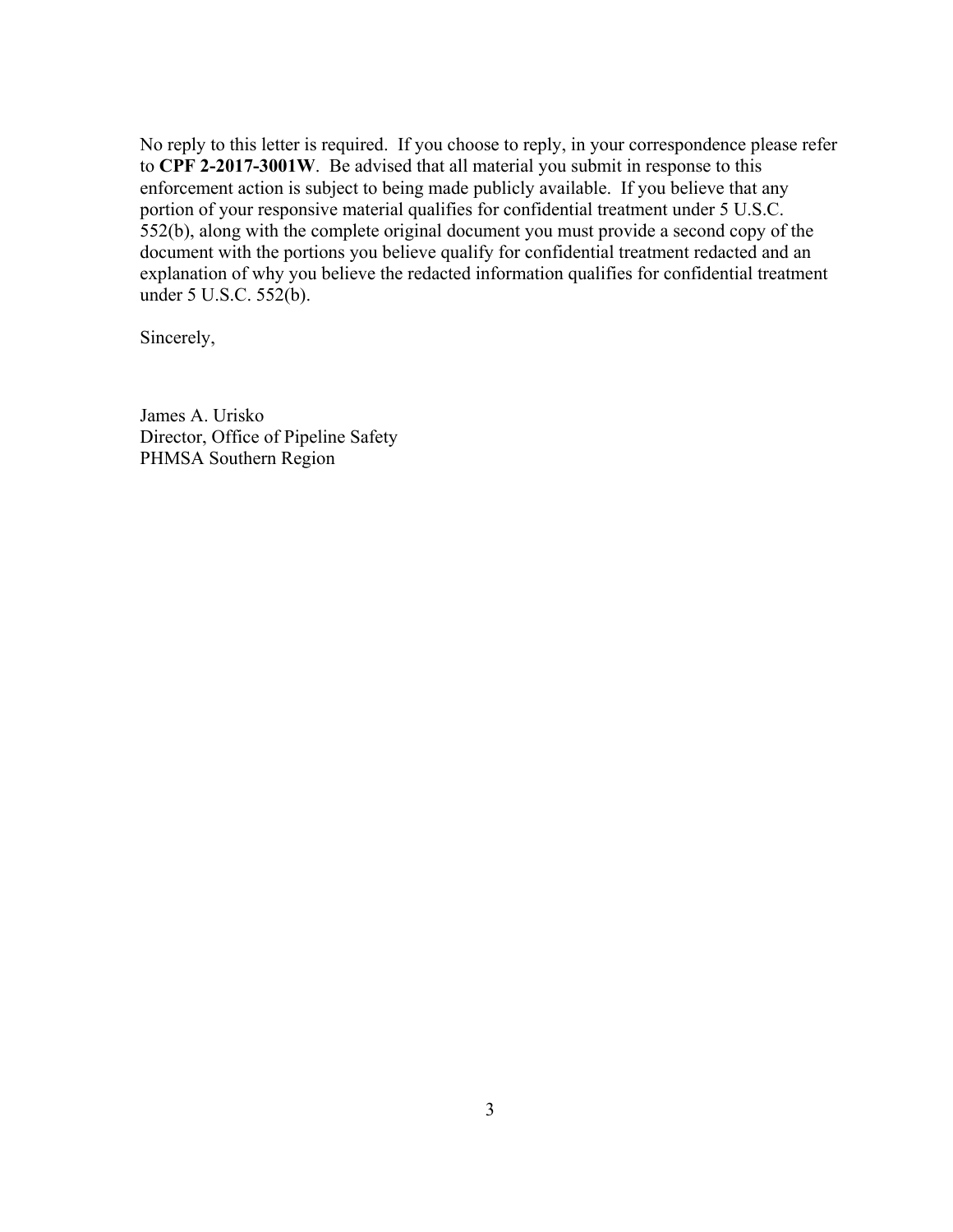No reply to this letter is required. If you choose to reply, in your correspondence please refer to **CPF 2-2017-3001W**. Be advised that all material you submit in response to this enforcement action is subject to being made publicly available. If you believe that any portion of your responsive material qualifies for confidential treatment under 5 U.S.C. 552(b), along with the complete original document you must provide a second copy of the document with the portions you believe qualify for confidential treatment redacted and an explanation of why you believe the redacted information qualifies for confidential treatment under 5 U.S.C. 552(b).

Sincerely,

James A. Urisko
Director, Office of Pipeline Safety
PHMSA Southern Region